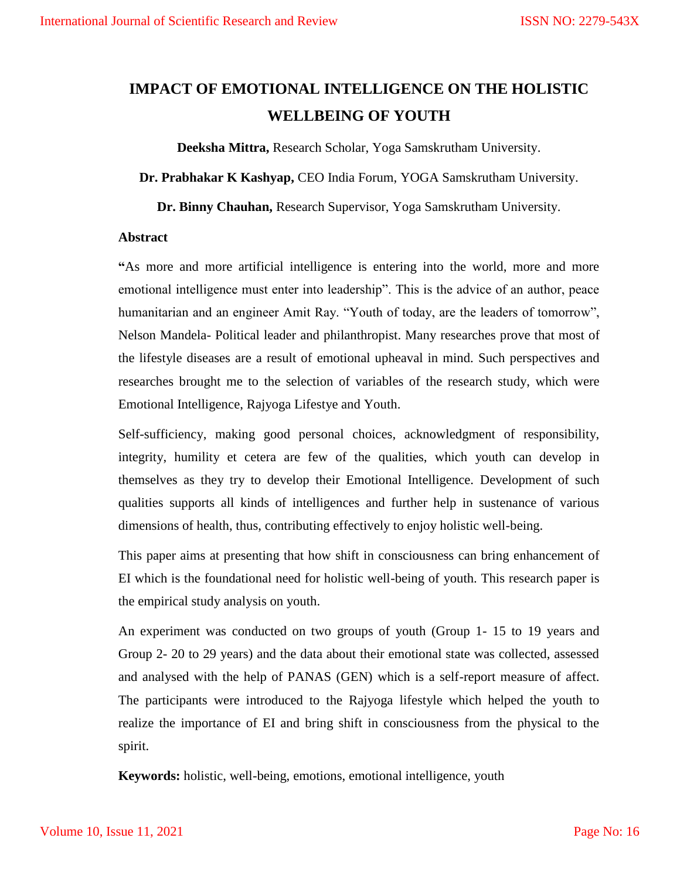# IMPACT OF EMOTIONAL INTELLIGENCE ON THE HOLISTIC WELLBEING OF YOUTH

**Deeksha Mittra,** Research Scholar, Yoga Samskrutham University.

**Dr. Prabhakar K Kashyap,** CEO India Forum, YOGA Samskrutham University.

**Dr. Binny Chauhan,** Research Supervisor, Yoga Samskrutham University.

## Abstract

**"**As more and more artificial intelligence is entering into the world, more and more emotional intelligence must enter into leadership". This is the advice of an author, peace humanitarian and an engineer Amit Ray. "Youth of today, are the leaders of tomorrow", Nelson Mandela- Political leader and philanthropist. Many researches prove that most of the lifestyle diseases are a result of emotional upheaval in mind. Such perspectives and researches brought me to the selection of variables of the research study, which were Emotional Intelligence, Rajyoga Lifestye and Youth.

Self-sufficiency, making good personal choices, acknowledgment of responsibility, integrity, humility et cetera are few of the qualities, which youth can develop in themselves as they try to develop their Emotional Intelligence. Development of such qualities supports all kinds of intelligences and further help in sustenance of various dimensions of health, thus, contributing effectively to enjoy holistic well-being.

This paper aims at presenting that how shift in consciousness can bring enhancement of EI which is the foundational need for holistic well-being of youth. This research paper is the empirical study analysis on youth.

An experiment was conducted on two groups of youth (Group 1- 15 to 19 years and Group 2- 20 to 29 years) and the data about their emotional state was collected, assessed and analysed with the help of PANAS (GEN) which is a self-report measure of affect. The participants were introduced to the Rajyoga lifestyle which helped the youth to realize the importance of EI and bring shift in consciousness from the physical to the spirit.

**Keywords:** holistic, well-being, emotions, emotional intelligence, youth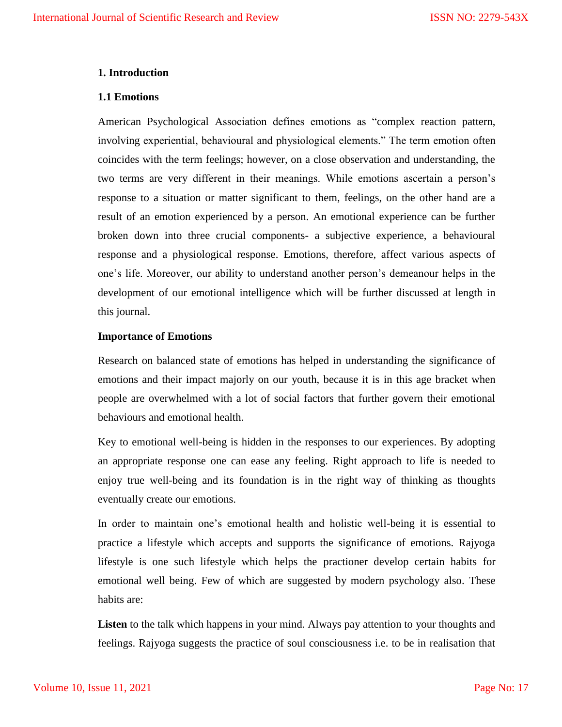## 1. Introduction

### 1.1 Emotions

American Psychological Association defines emotions as "complex reaction pattern, involving experiential, behavioural and physiological elements." The term emotion often coincides with the term feelings; however, on a close observation and understanding, the two terms are very different in their meanings. While emotions ascertain a person's response to a situation or matter significant to them, feelings, on the other hand are a result of an emotion experienced by a person. An emotional experience can be further broken down into three crucial components- a subjective experience, a behavioural response and a physiological response. Emotions, therefore, affect various aspects of one's life. Moreover, our ability to understand another person's demeanour helps in the development of our emotional intelligence which will be further discussed at length in this journal.

### Importance of Emotions

Research on balanced state of emotions has helped in understanding the significance of emotions and their impact majorly on our youth, because it is in this age bracket when people are overwhelmed with a lot of social factors that further govern their emotional behaviours and emotional health.

Key to emotional well-being is hidden in the responses to our experiences. By adopting an appropriate response one can ease any feeling. Right approach to life is needed to enjoy true well-being and its foundation is in the right way of thinking as thoughts eventually create our emotions.

In order to maintain one's emotional health and holistic well-being it is essential to practice a lifestyle which accepts and supports the significance of emotions. Rajyoga lifestyle is one such lifestyle which helps the practioner develop certain habits for emotional well being. Few of which are suggested by modern psychology also. These habits are:

**Listen** to the talk which happens in your mind. Always pay attention to your thoughts and feelings. Rajyoga suggests the practice of soul consciousness i.e. to be in realisation that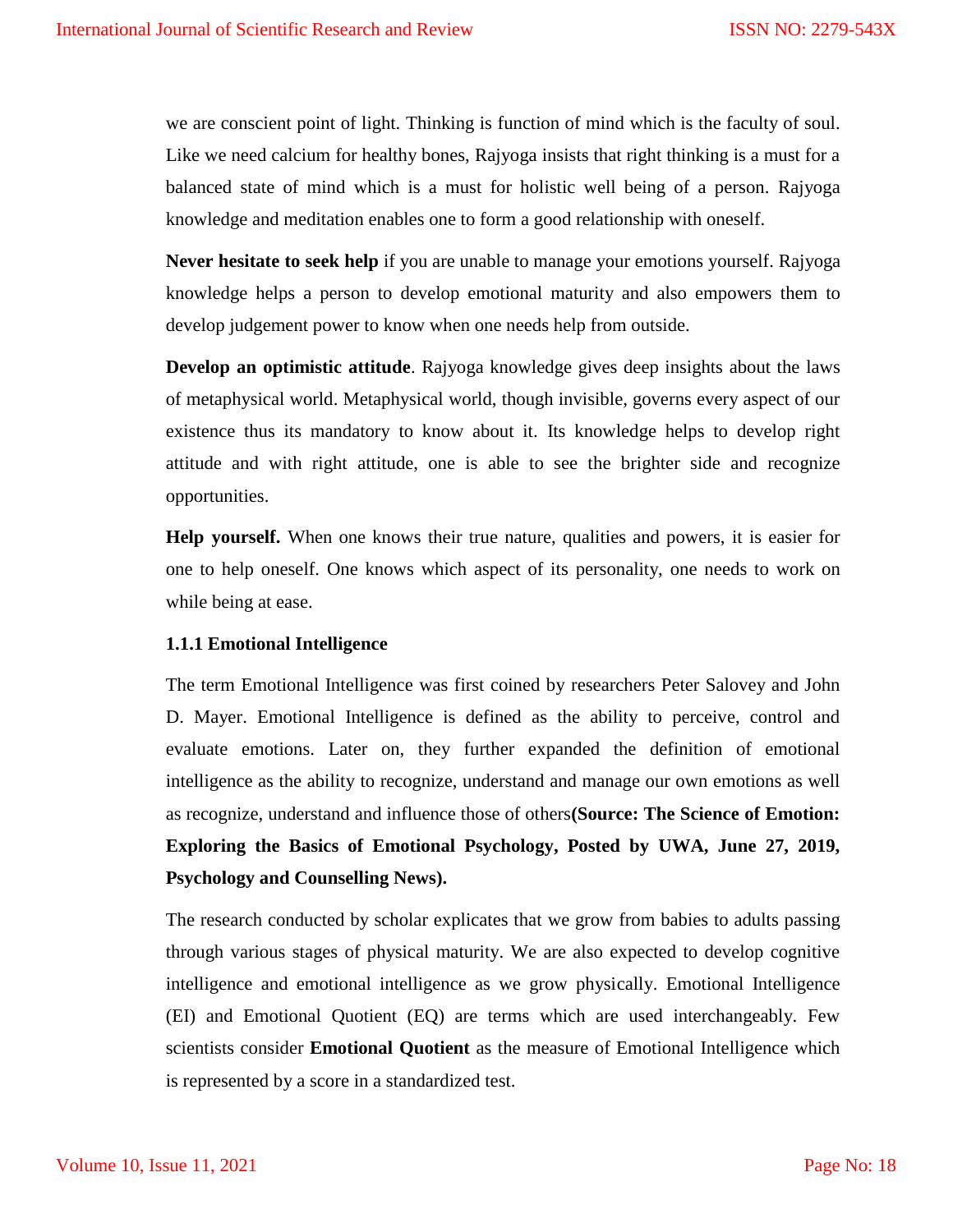we are conscient point of light. Thinking is function of mind which is the faculty of soul. Like we need calcium for healthy bones, Rajyoga insists that right thinking is a must for a balanced state of mind which is a must for holistic well being of a person. Rajyoga knowledge and meditation enables one to form a good relationship with oneself.

**Never hesitate to seek help** if you are unable to manage your emotions yourself. Rajyoga knowledge helps a person to develop emotional maturity and also empowers them to develop judgement power to know when one needs help from outside.

**Develop an optimistic attitude**. Rajyoga knowledge gives deep insights about the laws of metaphysical world. Metaphysical world, though invisible, governs every aspect of our existence thus its mandatory to know about it. Its knowledge helps to develop right attitude and with right attitude, one is able to see the brighter side and recognize opportunities.

**Help yourself.** When one knows their true nature, qualities and powers, it is easier for one to help oneself. One knows which aspect of its personality, one needs to work on while being at ease.

### 1.1.1 Emotional Intelligence

The term Emotional Intelligence was first coined by researchers Peter Salovey and John D. Mayer. Emotional Intelligence is defined as the ability to perceive, control and evaluate emotions. Later on, they further expanded the definition of emotional intelligence as the ability to recognize, understand and manage our own emotions as well as recognize, understand and influence those of others**(Source: The Science of Emotion: Exploring the Basics of Emotional Psychology, Posted by UWA, June 27, 2019, Psychology and Counselling News).**

The research conducted by scholar explicates that we grow from babies to adults passing through various stages of physical maturity. We are also expected to develop cognitive intelligence and emotional intelligence as we grow physically. Emotional Intelligence (EI) and Emotional Quotient (EQ) are terms which are used interchangeably. Few scientists consider **Emotional Quotient** as the measure of Emotional Intelligence which is represented by a score in a standardized test.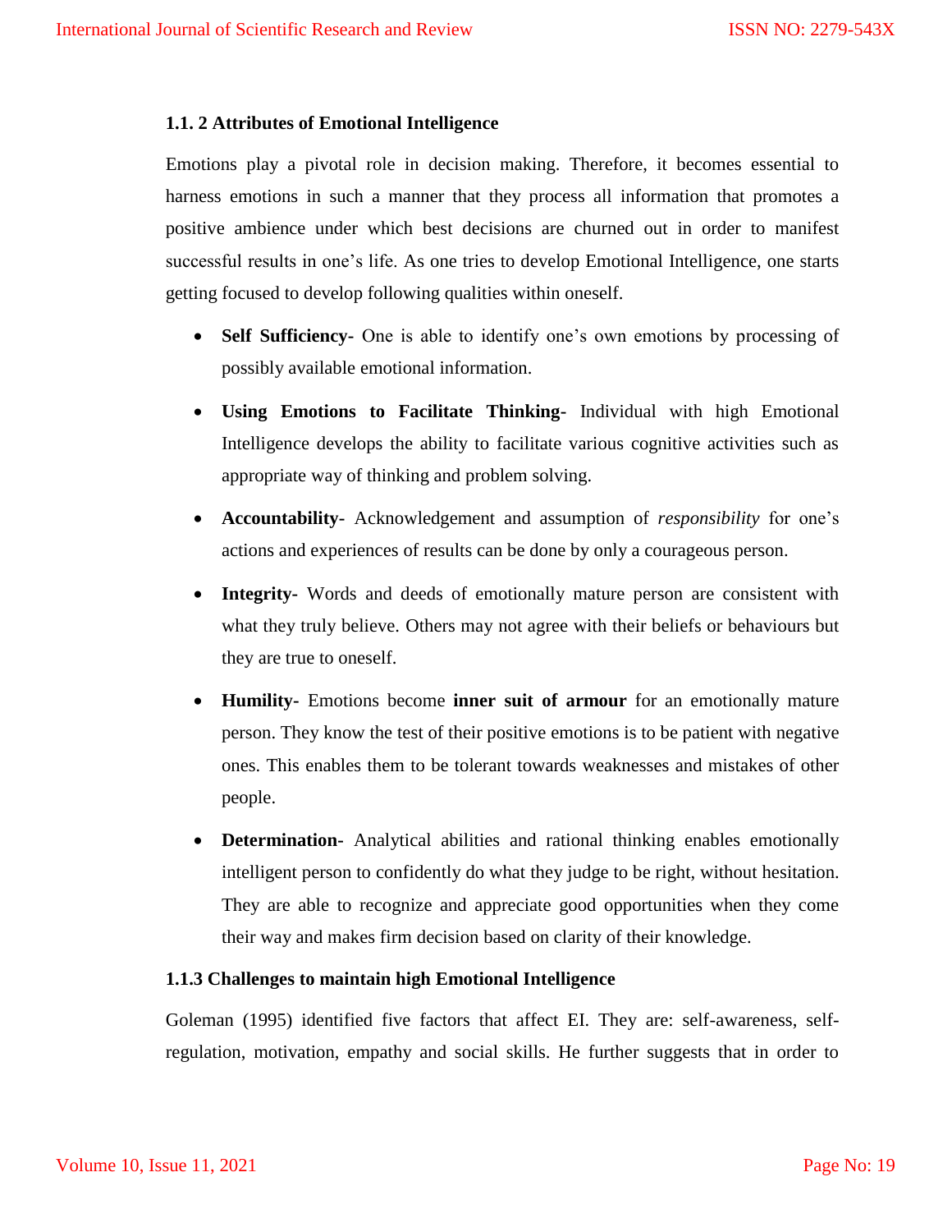### 1.1. 2 Attributes of Emotional Intelligence

Emotions play a pivotal role in decision making. Therefore, it becomes essential to harness emotions in such a manner that they process all information that promotes a positive ambience under which best decisions are churned out in order to manifest successful results in one's life. As one tries to develop Emotional Intelligence, one starts getting focused to develop following qualities within oneself.

- **Self Sufficiency-** One is able to identify one's own emotions by processing of possibly available emotional information.
- **Using Emotions to Facilitate Thinking-** Individual with high Emotional Intelligence develops the ability to facilitate various cognitive activities such as appropriate way of thinking and problem solving.
- **Accountability-** Acknowledgement and assumption of *responsibility* for one's actions and experiences of results can be done by only a courageous person.
- **Integrity-** Words and deeds of emotionally mature person are consistent with what they truly believe. Others may not agree with their beliefs or behaviours but they are true to oneself.
- **Humility-** Emotions become **inner suit of armour** for an emotionally mature person. They know the test of their positive emotions is to be patient with negative ones. This enables them to be tolerant towards weaknesses and mistakes of other people.
- **Determination-** Analytical abilities and rational thinking enables emotionally intelligent person to confidently do what they judge to be right, without hesitation. They are able to recognize and appreciate good opportunities when they come their way and makes firm decision based on clarity of their knowledge.

### 1.1.3 Challenges to maintain high Emotional Intelligence

Goleman (1995) identified five factors that affect EI. They are: self-awareness, self-regulation, motivation, empathy and social skills. He further suggests that in order to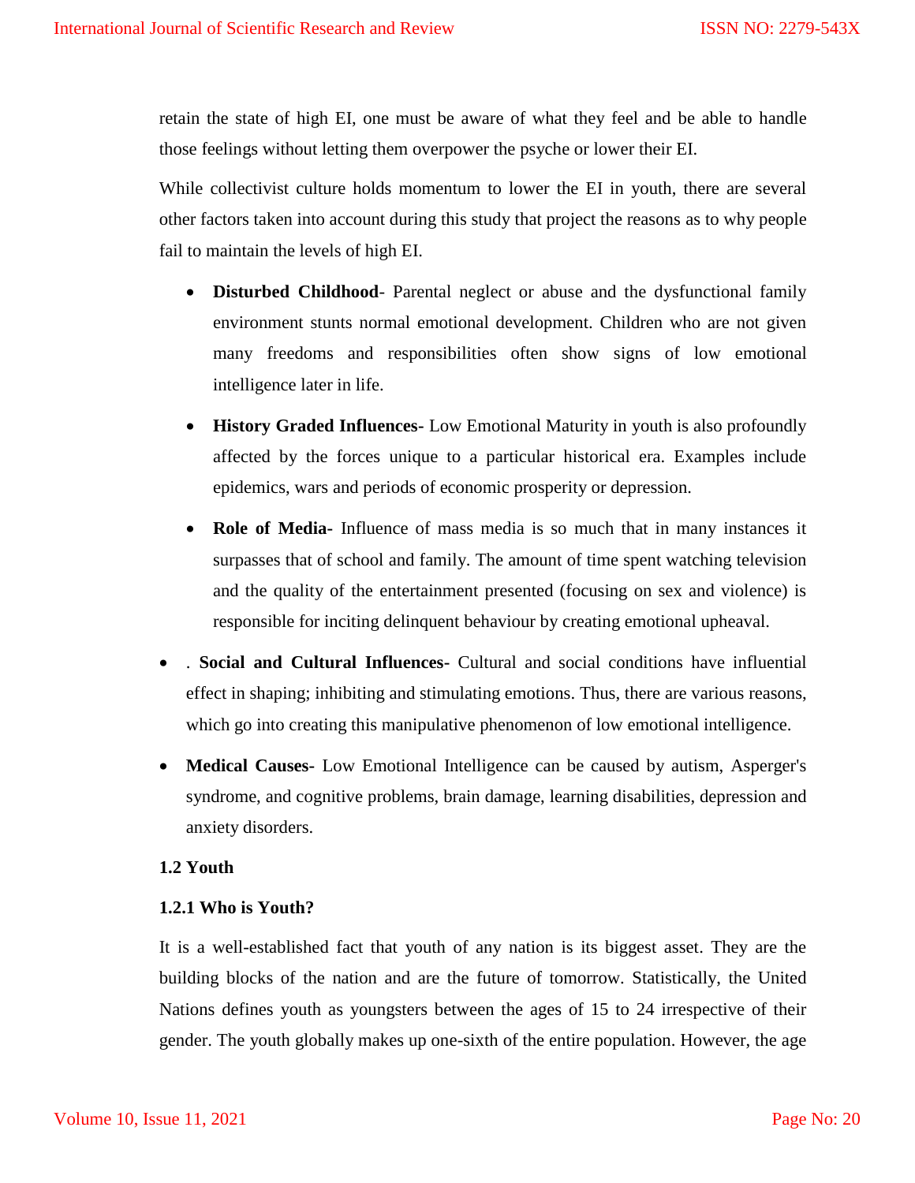retain the state of high EI, one must be aware of what they feel and be able to handle those feelings without letting them overpower the psyche or lower their EI.

While collectivist culture holds momentum to lower the EI in youth, there are several other factors taken into account during this study that project the reasons as to why people fail to maintain the levels of high EI.

- **Disturbed Childhood**- Parental neglect or abuse and the dysfunctional family environment stunts normal emotional development. Children who are not given many freedoms and responsibilities often show signs of low emotional intelligence later in life.
- **History Graded Influences-** Low Emotional Maturity in youth is also profoundly affected by the forces unique to a particular historical era. Examples include epidemics, wars and periods of economic prosperity or depression.
- **Role of Media-** Influence of mass media is so much that in many instances it surpasses that of school and family. The amount of time spent watching television and the quality of the entertainment presented (focusing on sex and violence) is responsible for inciting delinquent behaviour by creating emotional upheaval.
- . **Social and Cultural Influences-** Cultural and social conditions have influential effect in shaping; inhibiting and stimulating emotions. Thus, there are various reasons, which go into creating this manipulative phenomenon of low emotional intelligence.
- **Medical Causes-** Low Emotional Intelligence can be caused by autism, Asperger's syndrome, and cognitive problems, brain damage, learning disabilities, depression and anxiety disorders.

## 1.2 Youth

### 1.2.1 Who is Youth?

It is a well-established fact that youth of any nation is its biggest asset. They are the building blocks of the nation and are the future of tomorrow. Statistically, the United Nations defines youth as youngsters between the ages of 15 to 24 irrespective of their gender. The youth globally makes up one-sixth of the entire population. However, the age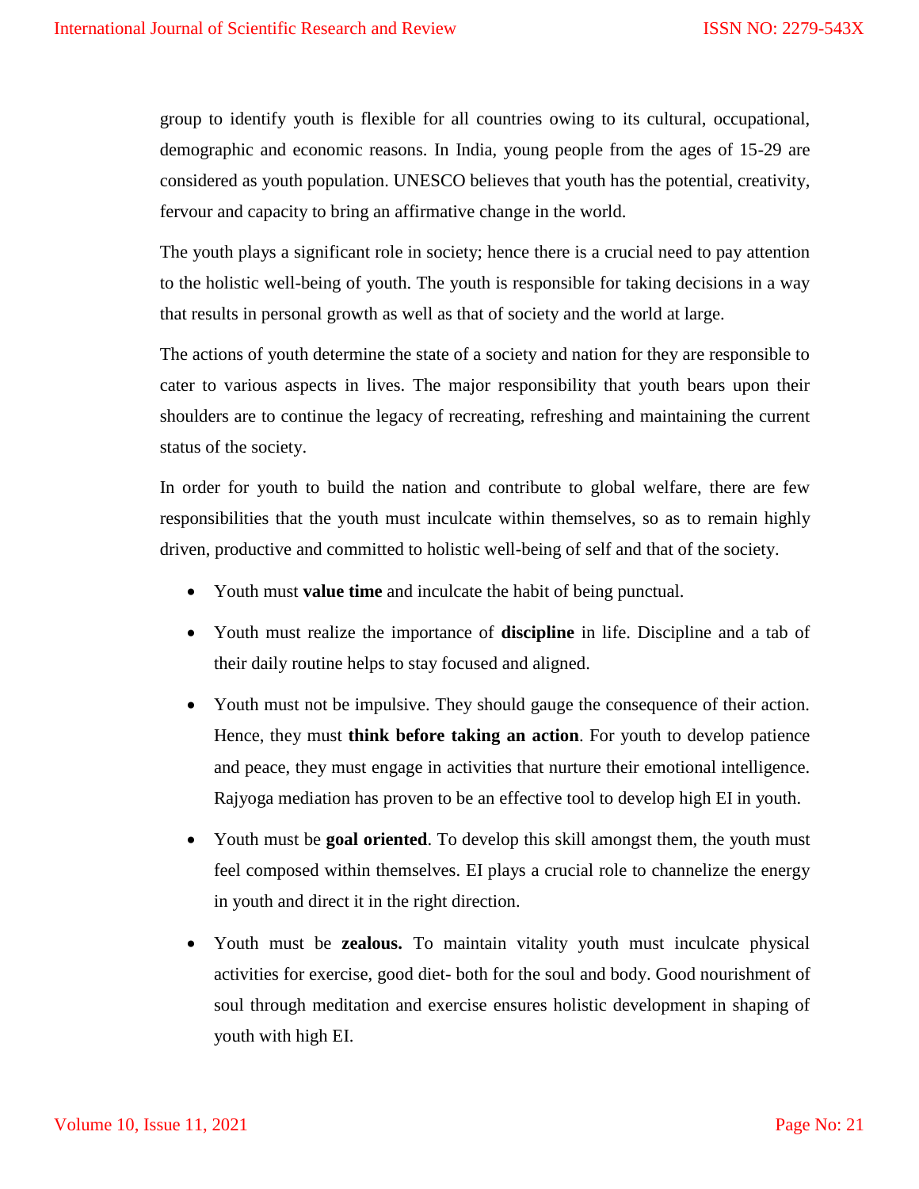group to identify youth is flexible for all countries owing to its cultural, occupational, demographic and economic reasons. In India, young people from the ages of 15-29 are considered as youth population. UNESCO believes that youth has the potential, creativity, fervour and capacity to bring an affirmative change in the world.

The youth plays a significant role in society; hence there is a crucial need to pay attention to the holistic well-being of youth. The youth is responsible for taking decisions in a way that results in personal growth as well as that of society and the world at large.

The actions of youth determine the state of a society and nation for they are responsible to cater to various aspects in lives. The major responsibility that youth bears upon their shoulders are to continue the legacy of recreating, refreshing and maintaining the current status of the society.

In order for youth to build the nation and contribute to global welfare, there are few responsibilities that the youth must inculcate within themselves, so as to remain highly driven, productive and committed to holistic well-being of self and that of the society.

- Youth must **value time** and inculcate the habit of being punctual.
- Youth must realize the importance of **discipline** in life. Discipline and a tab of their daily routine helps to stay focused and aligned.
- Youth must not be impulsive. They should gauge the consequence of their action. Hence, they must **think before taking an action**. For youth to develop patience and peace, they must engage in activities that nurture their emotional intelligence. Rajyoga mediation has proven to be an effective tool to develop high EI in youth.
- Youth must be **goal oriented**. To develop this skill amongst them, the youth must feel composed within themselves. EI plays a crucial role to channelize the energy in youth and direct it in the right direction.
- Youth must be **zealous.** To maintain vitality youth must inculcate physical activities for exercise, good diet- both for the soul and body. Good nourishment of soul through meditation and exercise ensures holistic development in shaping of youth with high EI.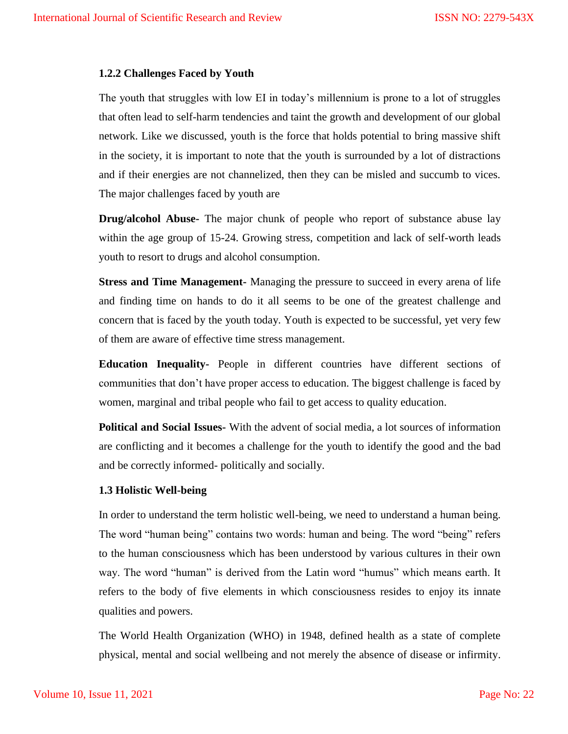### 1.2.2 Challenges Faced by Youth

The youth that struggles with low EI in today's millennium is prone to a lot of struggles that often lead to self-harm tendencies and taint the growth and development of our global network. Like we discussed, youth is the force that holds potential to bring massive shift in the society, it is important to note that the youth is surrounded by a lot of distractions and if their energies are not channelized, then they can be misled and succumb to vices. The major challenges faced by youth are

**Drug/alcohol Abuse-** The major chunk of people who report of substance abuse lay within the age group of 15-24. Growing stress, competition and lack of self-worth leads youth to resort to drugs and alcohol consumption.

**Stress and Time Management-** Managing the pressure to succeed in every arena of life and finding time on hands to do it all seems to be one of the greatest challenge and concern that is faced by the youth today. Youth is expected to be successful, yet very few of them are aware of effective time stress management.

**Education Inequality-** People in different countries have different sections of communities that don't have proper access to education. The biggest challenge is faced by women, marginal and tribal people who fail to get access to quality education.

**Political and Social Issues-** With the advent of social media, a lot sources of information are conflicting and it becomes a challenge for the youth to identify the good and the bad and be correctly informed- politically and socially.

### 1.3 Holistic Well-being

In order to understand the term holistic well-being, we need to understand a human being. The word "human being" contains two words: human and being. The word "being" refers to the human consciousness which has been understood by various cultures in their own way. The word "human" is derived from the Latin word "humus" which means earth. It refers to the body of five elements in which consciousness resides to enjoy its innate qualities and powers.

The World Health Organization (WHO) in 1948, defined health as a state of complete physical, mental and social wellbeing and not merely the absence of disease or infirmity.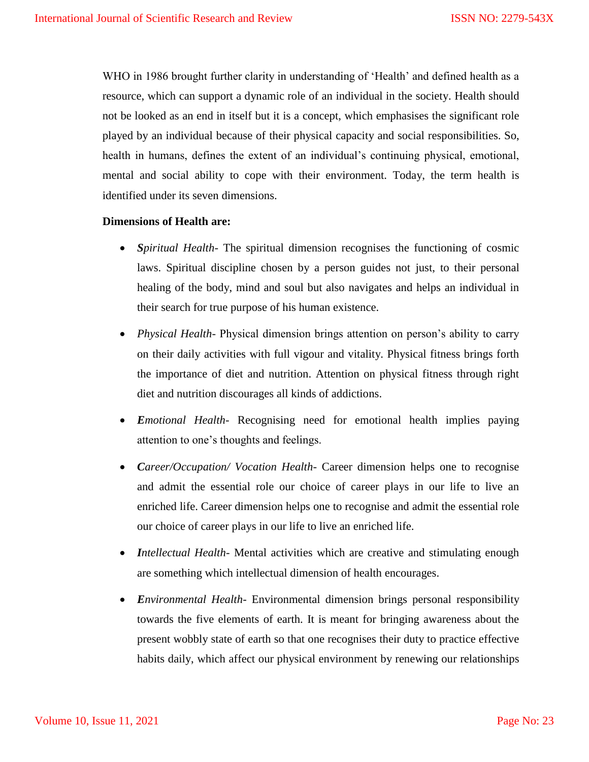WHO in 1986 brought further clarity in understanding of 'Health' and defined health as a resource, which can support a dynamic role of an individual in the society. Health should not be looked as an end in itself but it is a concept, which emphasises the significant role played by an individual because of their physical capacity and social responsibilities. So, health in humans, defines the extent of an individual's continuing physical, emotional, mental and social ability to cope with their environment. Today, the term health is identified under its seven dimensions.

**Dimensions of Health are:**

- ***S****piritual Health*- The spiritual dimension recognises the functioning of cosmic laws. Spiritual discipline chosen by a person guides not just, to their personal healing of the body, mind and soul but also navigates and helps an individual in their search for true purpose of his human existence.
- *Physical Health*- Physical dimension brings attention on person's ability to carry on their daily activities with full vigour and vitality. Physical fitness brings forth the importance of diet and nutrition. Attention on physical fitness through right diet and nutrition discourages all kinds of addictions.
- ***E****motional Health*- Recognising need for emotional health implies paying attention to one's thoughts and feelings.
- ***C****areer/Occupation/ Vocation Health*- Career dimension helps one to recognise and admit the essential role our choice of career plays in our life to live an enriched life. Career dimension helps one to recognise and admit the essential role our choice of career plays in our life to live an enriched life.
- ***I****ntellectual Health*- Mental activities which are creative and stimulating enough are something which intellectual dimension of health encourages.
- ***E****nvironmental Health*- Environmental dimension brings personal responsibility towards the five elements of earth. It is meant for bringing awareness about the present wobbly state of earth so that one recognises their duty to practice effective habits daily, which affect our physical environment by renewing our relationships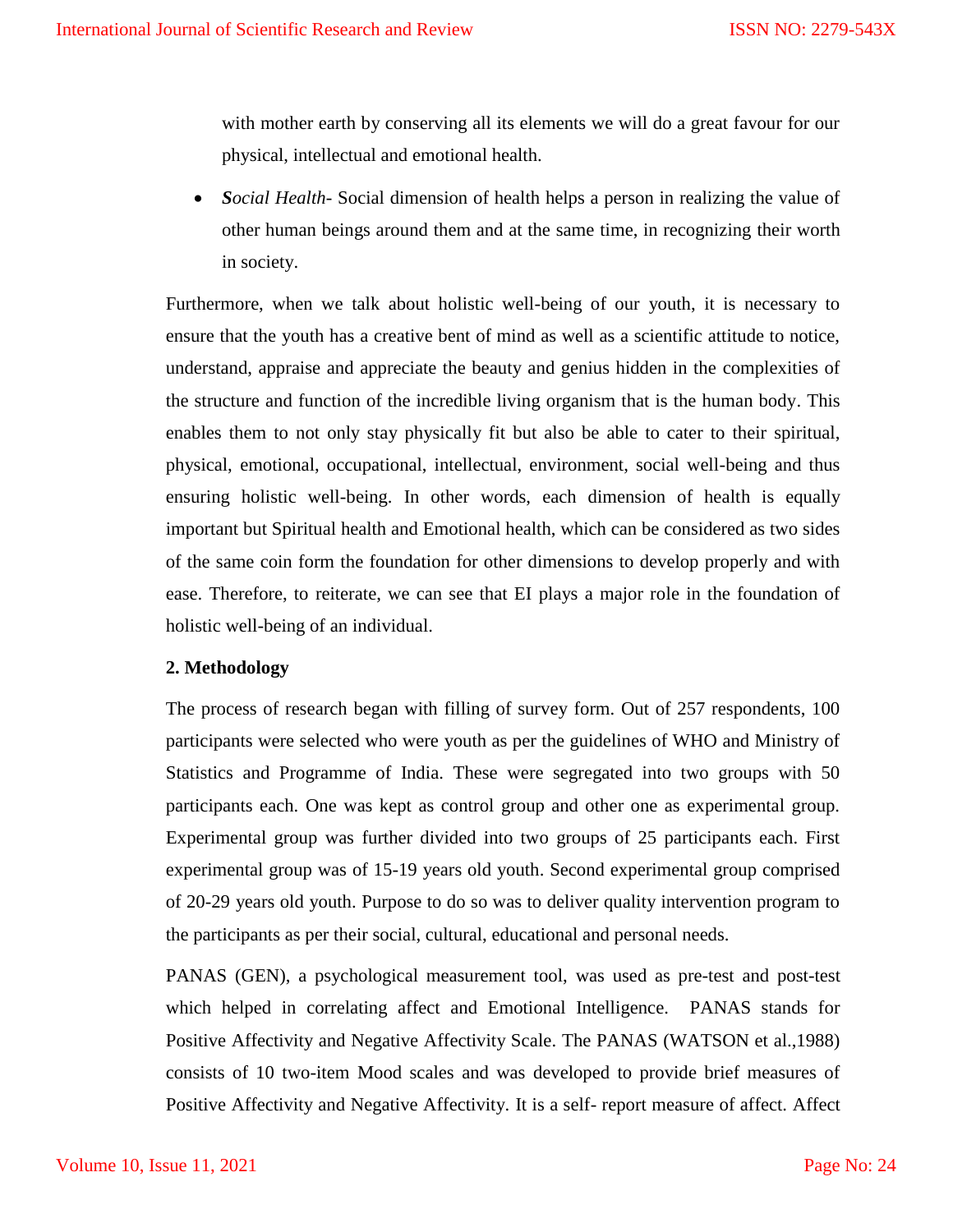with mother earth by conserving all its elements we will do a great favour for our physical, intellectual and emotional health.

- ***S**ocial Health*- Social dimension of health helps a person in realizing the value of other human beings around them and at the same time, in recognizing their worth in society.

Furthermore, when we talk about holistic well-being of our youth, it is necessary to ensure that the youth has a creative bent of mind as well as a scientific attitude to notice, understand, appraise and appreciate the beauty and genius hidden in the complexities of the structure and function of the incredible living organism that is the human body. This enables them to not only stay physically fit but also be able to cater to their spiritual, physical, emotional, occupational, intellectual, environment, social well-being and thus ensuring holistic well-being. In other words, each dimension of health is equally important but Spiritual health and Emotional health, which can be considered as two sides of the same coin form the foundation for other dimensions to develop properly and with ease. Therefore, to reiterate, we can see that EI plays a major role in the foundation of holistic well-being of an individual.

## 2. Methodology

The process of research began with filling of survey form. Out of 257 respondents, 100 participants were selected who were youth as per the guidelines of WHO and Ministry of Statistics and Programme of India. These were segregated into two groups with 50 participants each. One was kept as control group and other one as experimental group. Experimental group was further divided into two groups of 25 participants each. First experimental group was of 15-19 years old youth. Second experimental group comprised of 20-29 years old youth. Purpose to do so was to deliver quality intervention program to the participants as per their social, cultural, educational and personal needs.

PANAS (GEN), a psychological measurement tool, was used as pre-test and post-test which helped in correlating affect and Emotional Intelligence. PANAS stands for Positive Affectivity and Negative Affectivity Scale. The PANAS (WATSON et al.,1988) consists of 10 two-item Mood scales and was developed to provide brief measures of Positive Affectivity and Negative Affectivity. It is a self- report measure of affect. Affect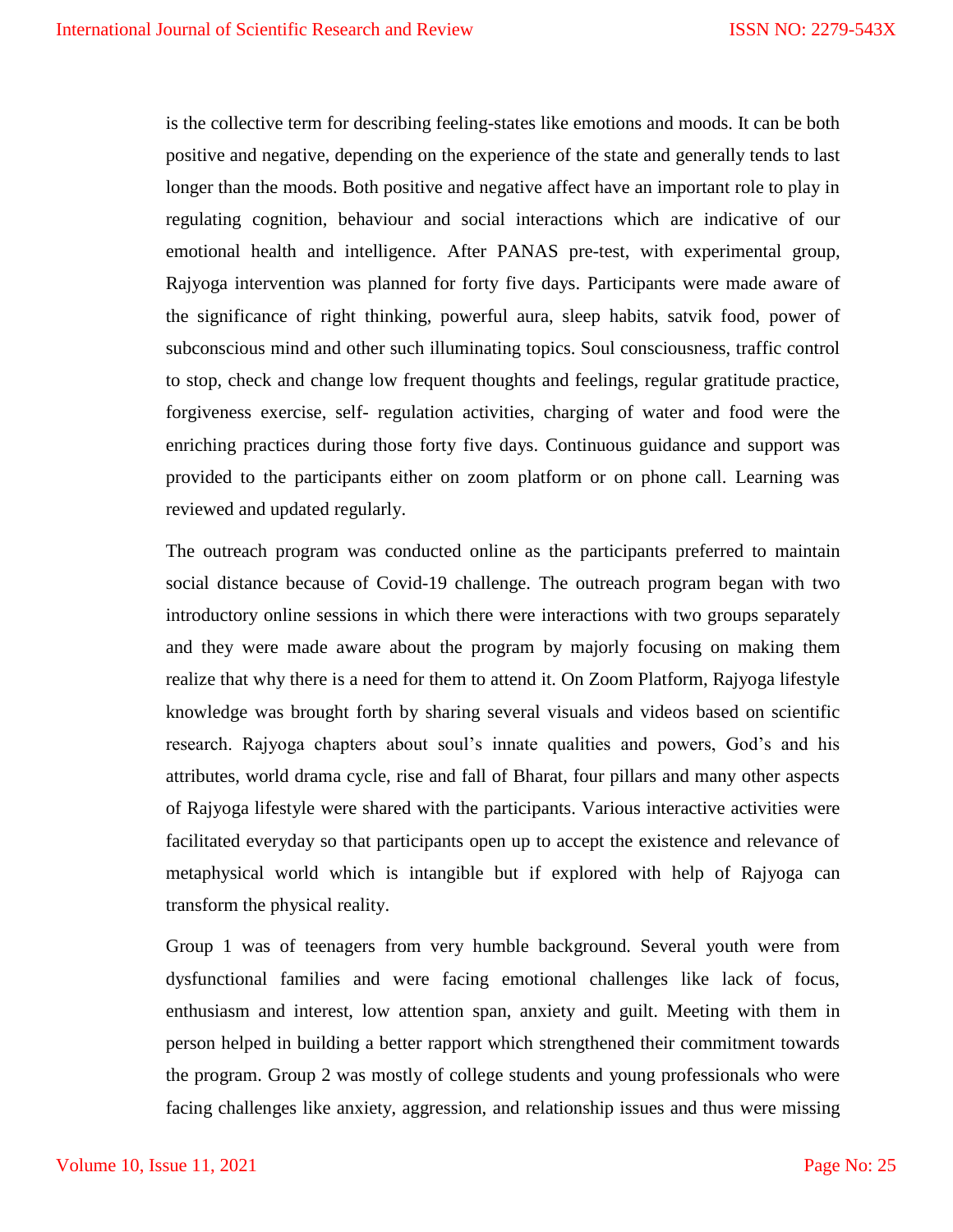is the collective term for describing feeling-states like emotions and moods. It can be both positive and negative, depending on the experience of the state and generally tends to last longer than the moods. Both positive and negative affect have an important role to play in regulating cognition, behaviour and social interactions which are indicative of our emotional health and intelligence. After PANAS pre-test, with experimental group, Rajyoga intervention was planned for forty five days. Participants were made aware of the significance of right thinking, powerful aura, sleep habits, satvik food, power of subconscious mind and other such illuminating topics. Soul consciousness, traffic control to stop, check and change low frequent thoughts and feelings, regular gratitude practice, forgiveness exercise, self- regulation activities, charging of water and food were the enriching practices during those forty five days. Continuous guidance and support was provided to the participants either on zoom platform or on phone call. Learning was reviewed and updated regularly.

The outreach program was conducted online as the participants preferred to maintain social distance because of Covid-19 challenge. The outreach program began with two introductory online sessions in which there were interactions with two groups separately and they were made aware about the program by majorly focusing on making them realize that why there is a need for them to attend it. On Zoom Platform, Rajyoga lifestyle knowledge was brought forth by sharing several visuals and videos based on scientific research. Rajyoga chapters about soul's innate qualities and powers, God's and his attributes, world drama cycle, rise and fall of Bharat, four pillars and many other aspects of Rajyoga lifestyle were shared with the participants. Various interactive activities were facilitated everyday so that participants open up to accept the existence and relevance of metaphysical world which is intangible but if explored with help of Rajyoga can transform the physical reality.

Group 1 was of teenagers from very humble background. Several youth were from dysfunctional families and were facing emotional challenges like lack of focus, enthusiasm and interest, low attention span, anxiety and guilt. Meeting with them in person helped in building a better rapport which strengthened their commitment towards the program. Group 2 was mostly of college students and young professionals who were facing challenges like anxiety, aggression, and relationship issues and thus were missing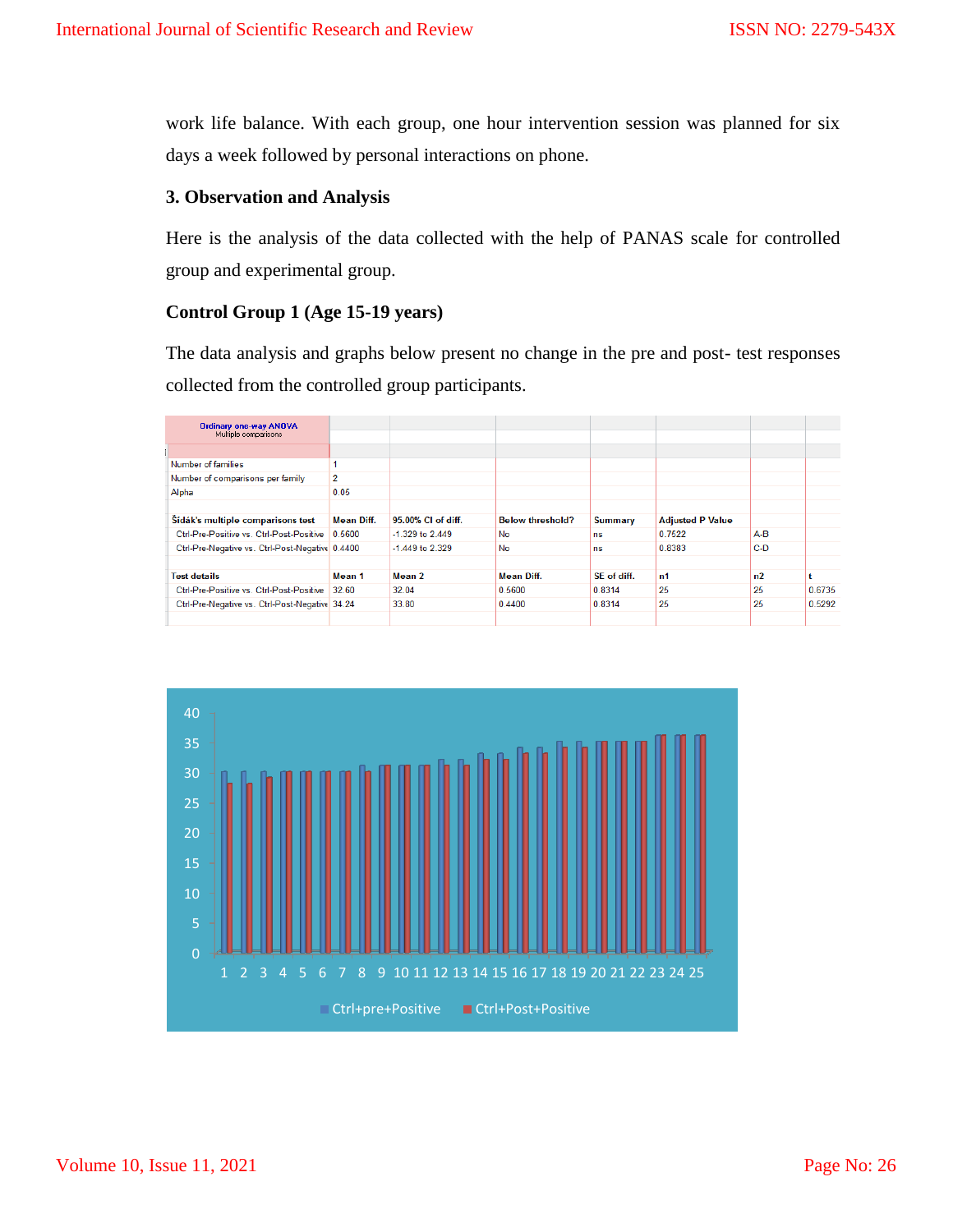work life balance. With each group, one hour intervention session was planned for six days a week followed by personal interactions on phone.

### 3. Observation and Analysis

Here is the analysis of the data collected with the help of PANAS scale for controlled group and experimental group.

### Control Group 1 (Age 15-19 years)

The data analysis and graphs below present no change in the pre and post- test responses collected from the controlled group participants.

| Ordinary one-way ANOVA Multiple comparisons | | | | | | | |
|---|---|---|---|---|---|---|---|
| Number of families | 1 | | | | | | |
| Number of comparisons per family | 2 | | | | | | |
| Alpha | 0.05 | | | | | | |
| | | | | | | | |
| **Šídák's multiple comparisons test** | **Mean Diff.** | **95.00% CI of diff.** | **Below threshold?** | **Summary** | **Adjusted P Value** | | |
| Ctrl-Pre-Positive vs. Ctrl-Post-Positive | 0.5600 | -1.329 to 2.449 | No | ns | 0.7522 | A-B | |
| Ctrl-Pre-Negative vs. Ctrl-Post-Negative | 0.4400 | -1.449 to 2.329 | No | ns | 0.8383 | C-D | |
| | | | | | | | |
| **Test details** | **Mean 1** | **Mean 2** | **Mean Diff.** | **SE of diff.** | **n1** | **n2** | **t** |
| Ctrl-Pre-Positive vs. Ctrl-Post-Positive | 32.60 | 32.04 | 0.5600 | 0.8314 | 25 | 25 | 0.6735 |
| Ctrl-Pre-Negative vs. Ctrl-Post-Negative | 34.24 | 33.80 | 0.4400 | 0.8314 | 25 | 25 | 0.5292 |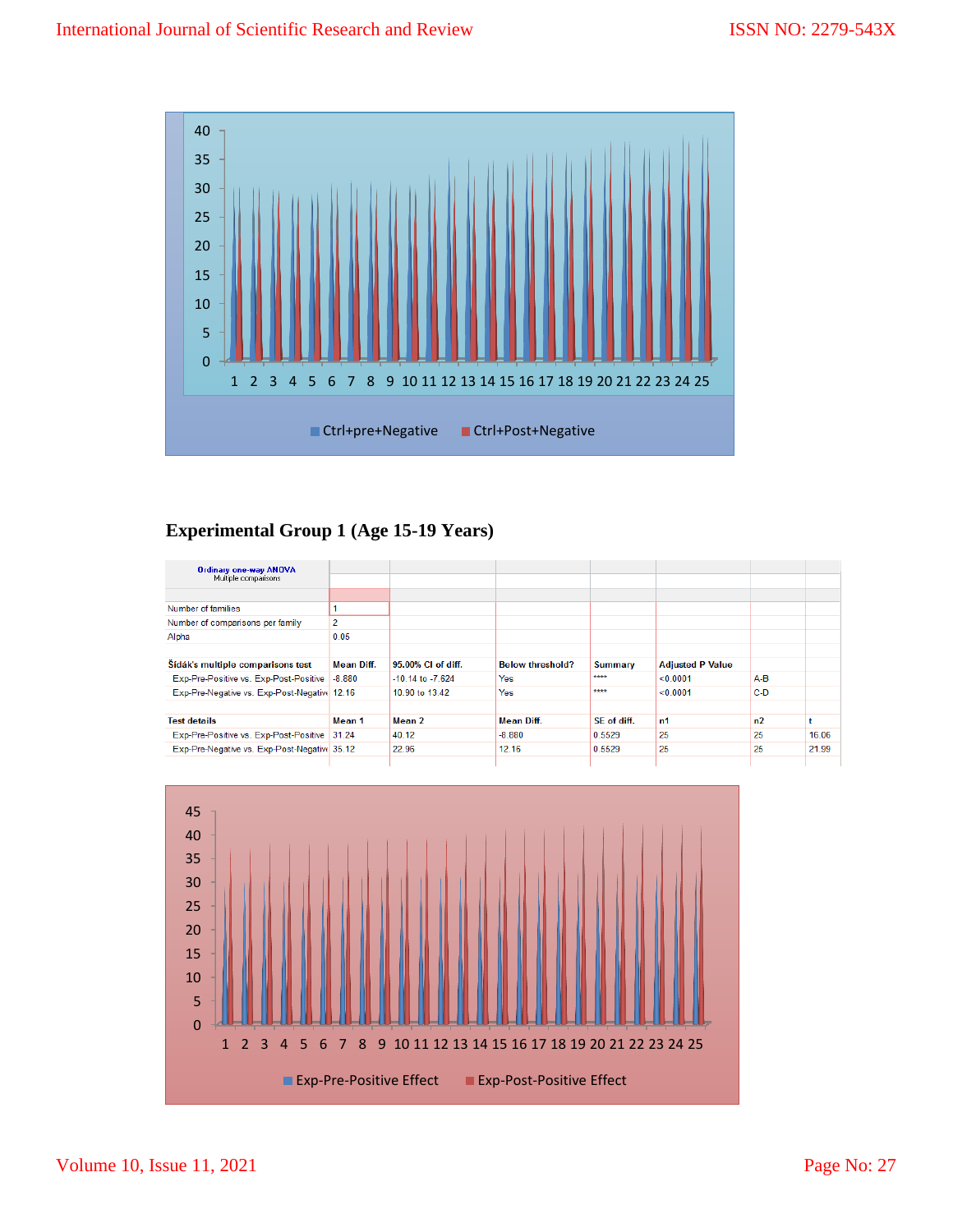## Experimental Group 1 (Age 15-19 Years)

| Ordinary one-way ANOVA Multiple comparisons | | | | | | | |
|---|---|---|---|---|---|---|---|
| Number of families | 1 | | | | | | |
| Number of comparisons per family | 2 | | | | | | |
| Alpha | 0.05 | | | | | | |
| | | | | | | | |
| Šídák's multiple comparisons test | Mean Diff. | 95.00% CI of diff. | Below threshold? | Summary | Adjusted P Value | | |
| Exp-Pre-Positive vs. Exp-Post-Positive | -8.880 | -10.14 to -7.624 | Yes | **** | <0.0001 | A-B | |
| Exp-Pre-Negative vs. Exp-Post-Negative | 12.16 | 10.90 to 13.42 | Yes | **** | <0.0001 | C-D | |
| | | | | | | | |
| Test details | Mean 1 | Mean 2 | Mean Diff. | SE of diff. | n1 | n2 | t |
| Exp-Pre-Positive vs. Exp-Post-Positive | 31.24 | 40.12 | -8.880 | 0.5529 | 25 | 25 | 16.06 |
| Exp-Pre-Negative vs. Exp-Post-Negative | 35.12 | 22.96 | 12.16 | 0.5529 | 25 | 25 | 21.99 |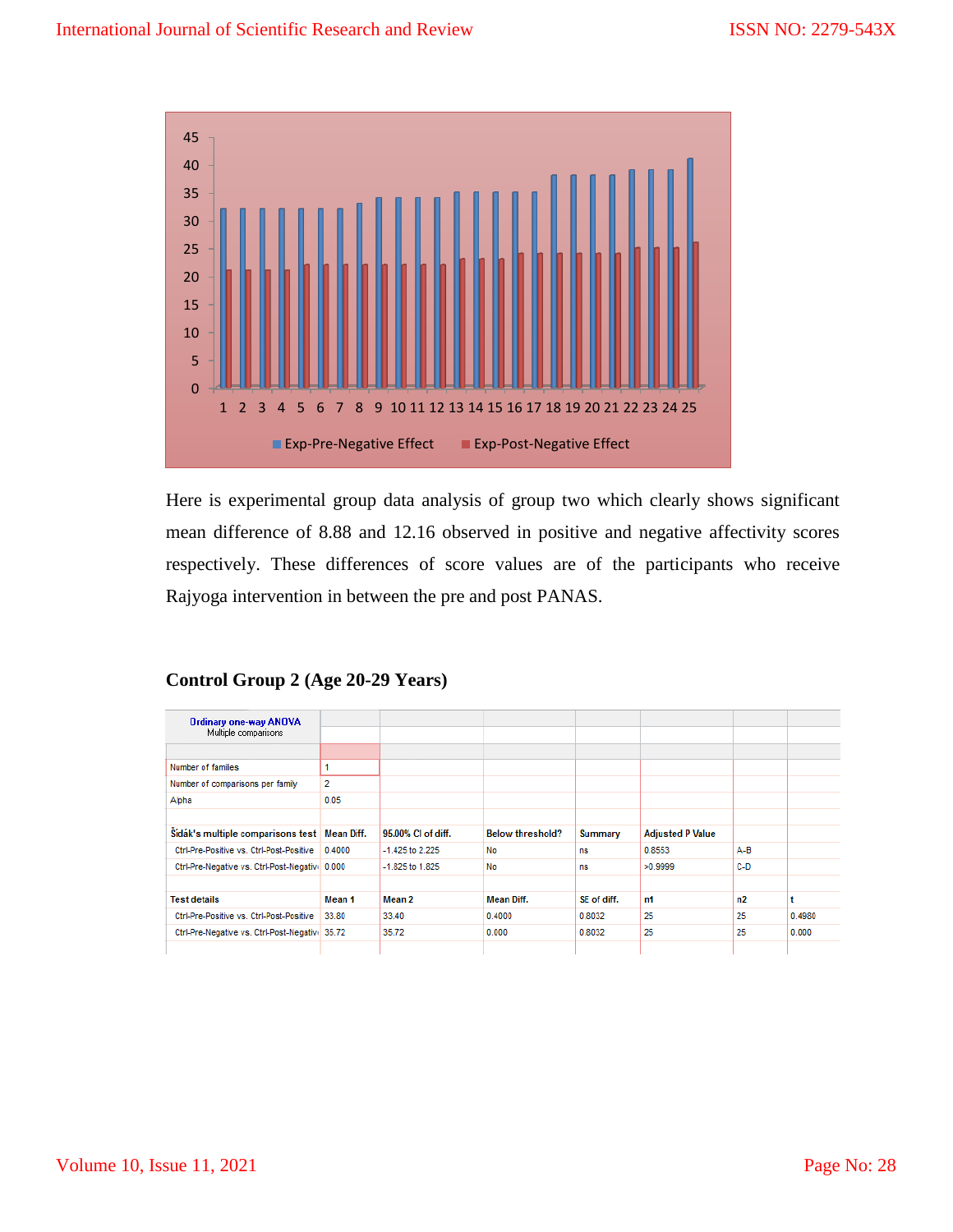Here is experimental group data analysis of group two which clearly shows significant mean difference of 8.88 and 12.16 observed in positive and negative affectivity scores respectively. These differences of score values are of the participants who receive Rajyoga intervention in between the pre and post PANAS.

**Control Group 2 (Age 20-29 Years)**

| Ordinary one-way ANOVA<br>Multiple comparisons | | | | | | | |
|---|---|---|---|---|---|---|---|
| Number of families | 1 | | | | | | |
| Number of comparisons per family | 2 | | | | | | |
| Alpha | 0.05 | | | | | | |
| | | | | | | | |
| Šidák's multiple comparisons test | Mean Diff. | 95.00% CI of diff. | Below threshold? | Summary | Adjusted P Value | | |
| Ctrl-Pre-Positive vs. Ctrl-Post-Positive | 0.4000 | -1.425 to 2.225 | No | ns | 0.8553 | A-B | |
| Ctrl-Pre-Negative vs. Ctrl-Post-Negative | 0.000 | -1.825 to 1.825 | No | ns | >0.9999 | C-D | |
| | | | | | | | |
| Test details | Mean 1 | Mean 2 | Mean Diff. | SE of diff. | n1 | n2 | t |
| Ctrl-Pre-Positive vs. Ctrl-Post-Positive | 33.80 | 33.40 | 0.4000 | 0.8032 | 25 | 25 | 0.4980 |
| Ctrl-Pre-Negative vs. Ctrl-Post-Negative | 35.72 | 35.72 | 0.000 | 0.8032 | 25 | 25 | 0.000 |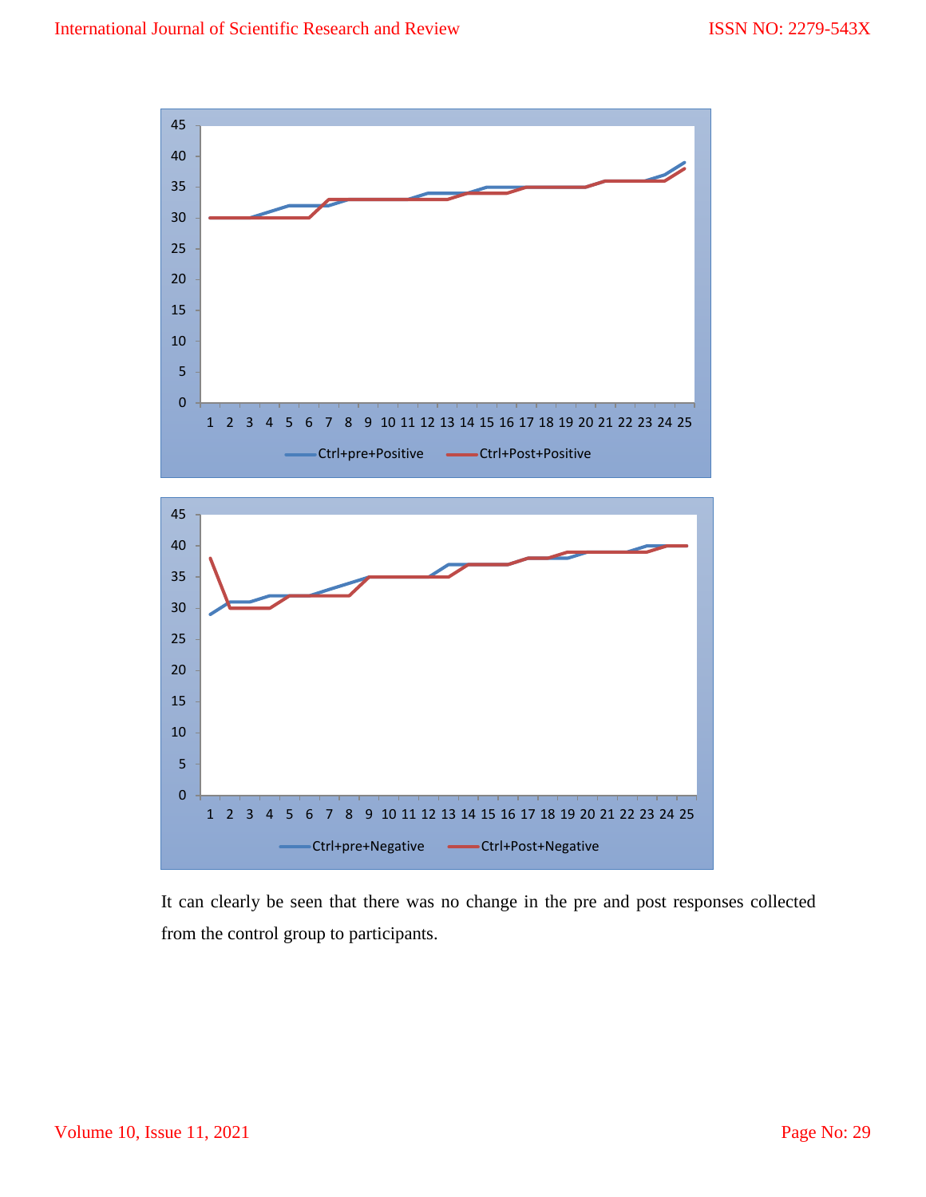It can clearly be seen that there was no change in the pre and post responses collected from the control group to participants.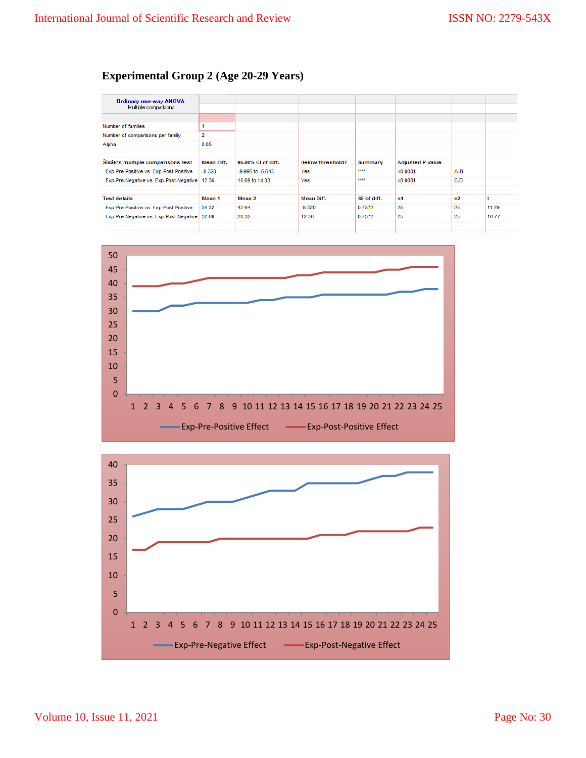### Experimental Group 2 (Age 20-29 Years)

| Ordinary one-way ANOVA<br>Multiple comparisons | | | | | | | |
|---|---|---|---|---|---|---|---|
| | | | | | | | |
| Number of familes | 1 | | | | | | |
| Number of comparisons per family | 2 | | | | | | |
| Alpha | 0.05 | | | | | | |
| | | | | | | | |
| Šidák's multiple comparisons test | Mean Diff. | 95.00% CI of diff. | Below threshold? | Summary | Adjusted P Value | | |
| Exp-Pre-Positive vs. Exp-Post-Positive | -8.320 | -9.995 to -6.645 | Yes | **** | <0.0001 | A-B | |
| Exp-Pre-Negative vs. Exp-Post-Negative | 12.36 | 10.69 to 14.03 | Yes | **** | <0.0001 | C-D | |
| | | | | | | | |
| Test details | Mean 1 | Mean 2 | Mean Diff. | SE of diff. | n1 | n2 | t |
| Exp-Pre-Positive vs. Exp-Post-Positive | 34.32 | 42.64 | -8.320 | 0.7372 | 25 | 25 | 11.29 |
| Exp-Pre-Negative vs. Exp-Post-Negative | 32.68 | 20.32 | 12.36 | 0.7372 | 25 | 25 | 16.77 |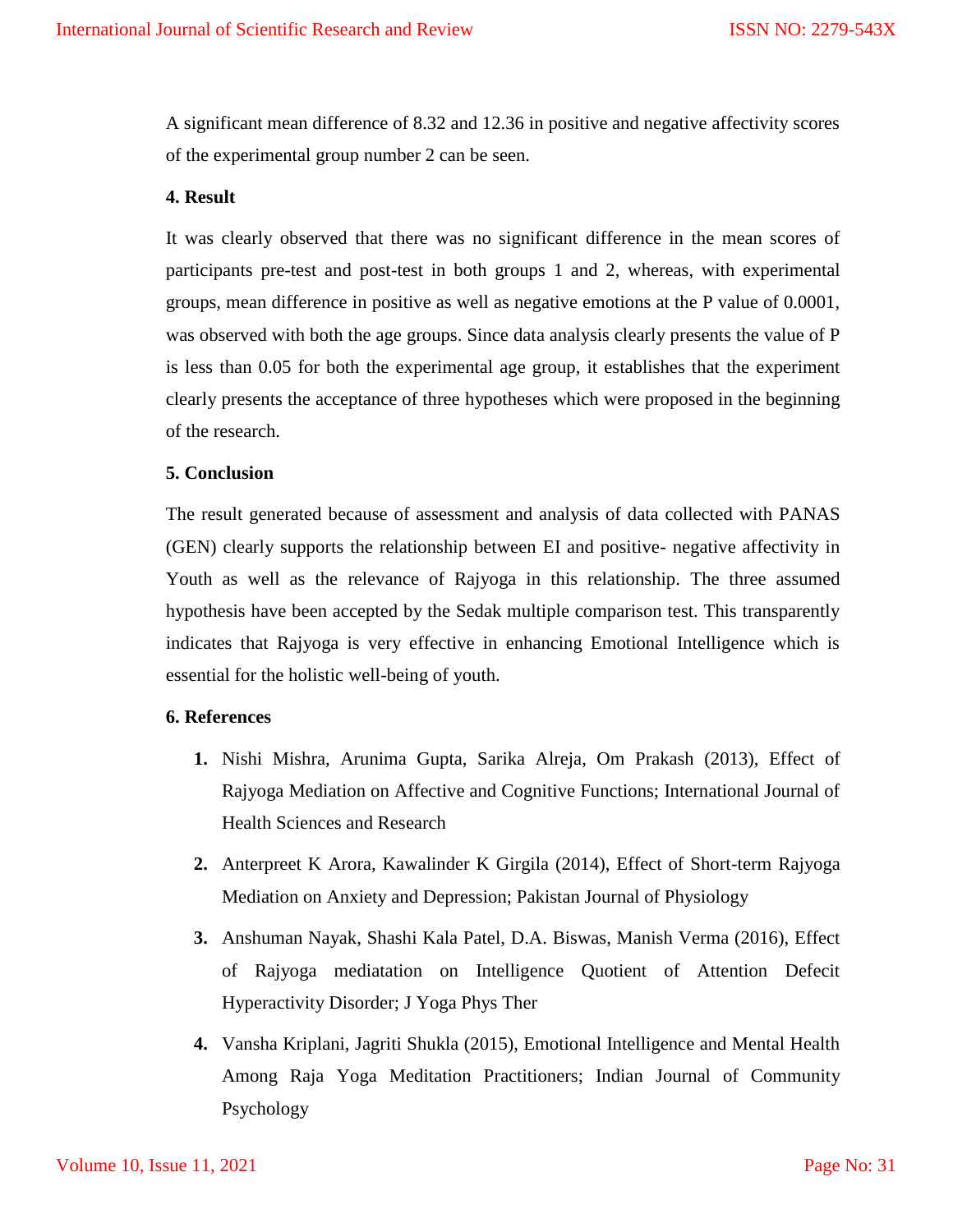A significant mean difference of 8.32 and 12.36 in positive and negative affectivity scores of the experimental group number 2 can be seen.

## 4. Result

It was clearly observed that there was no significant difference in the mean scores of participants pre-test and post-test in both groups 1 and 2, whereas, with experimental groups, mean difference in positive as well as negative emotions at the P value of 0.0001, was observed with both the age groups. Since data analysis clearly presents the value of P is less than 0.05 for both the experimental age group, it establishes that the experiment clearly presents the acceptance of three hypotheses which were proposed in the beginning of the research.

## 5. Conclusion

The result generated because of assessment and analysis of data collected with PANAS (GEN) clearly supports the relationship between EI and positive- negative affectivity in Youth as well as the relevance of Rajyoga in this relationship. The three assumed hypothesis have been accepted by the Sedak multiple comparison test. This transparently indicates that Rajyoga is very effective in enhancing Emotional Intelligence which is essential for the holistic well-being of youth.

## 6. References

1. Nishi Mishra, Arunima Gupta, Sarika Alreja, Om Prakash (2013), Effect of Rajyoga Mediation on Affective and Cognitive Functions; International Journal of Health Sciences and Research
2. Anterpreet K Arora, Kawalinder K Girgila (2014), Effect of Short-term Rajyoga Mediation on Anxiety and Depression; Pakistan Journal of Physiology
3. Anshuman Nayak, Shashi Kala Patel, D.A. Biswas, Manish Verma (2016), Effect of Rajyoga mediatation on Intelligence Quotient of Attention Defecit Hyperactivity Disorder; J Yoga Phys Ther
4. Vansha Kriplani, Jagriti Shukla (2015), Emotional Intelligence and Mental Health Among Raja Yoga Meditation Practitioners; Indian Journal of Community Psychology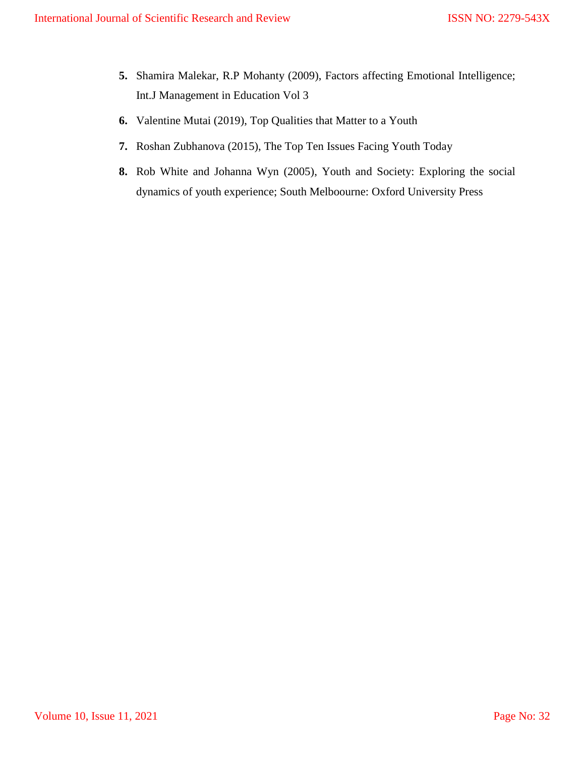5. Shamira Malekar, R.P Mohanty (2009), Factors affecting Emotional Intelligence; Int.J Management in Education Vol 3

6. Valentine Mutai (2019), Top Qualities that Matter to a Youth

7. Roshan Zubhanova (2015), The Top Ten Issues Facing Youth Today

8. Rob White and Johanna Wyn (2005), Youth and Society: Exploring the social dynamics of youth experience; South Melboourne: Oxford University Press